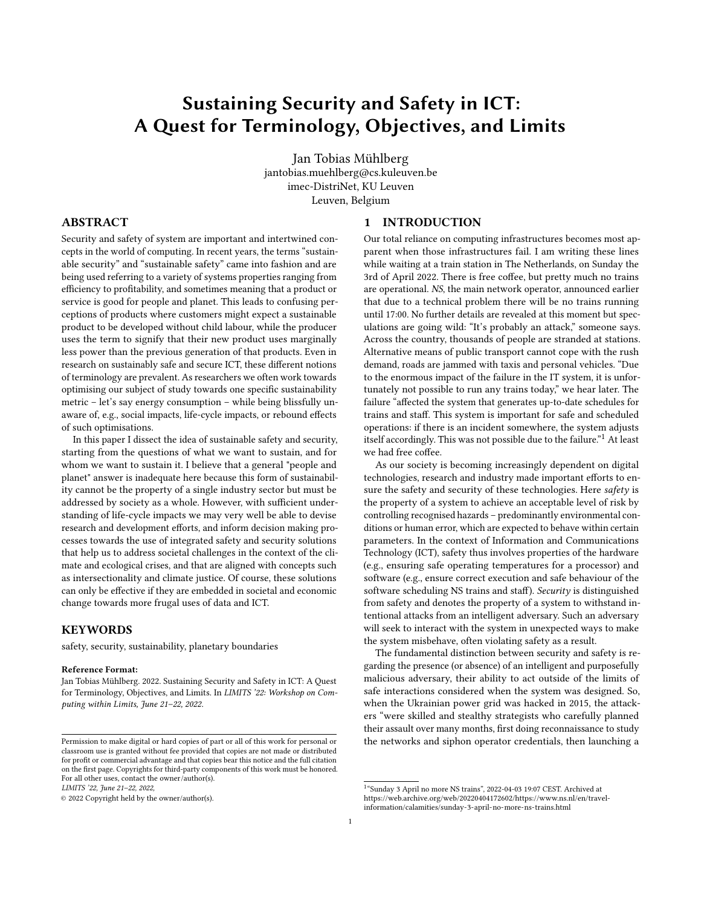# Sustaining Security and Safety in ICT: A Quest for Terminology, Objectives, and Limits

Jan Tobias Mühlberg
jantobias.muehlberg@cs.kuleuven.be
imec-DistriNet, KU Leuven
Leuven, Belgium

## ABSTRACT

Security and safety of system are important and intertwined concepts in the world of computing. In recent years, the terms "sustainable security" and "sustainable safety" came into fashion and are being used referring to a variety of systems properties ranging from efficiency to profitability, and sometimes meaning that a product or service is good for people and planet. This leads to confusing perceptions of products where customers might expect a sustainable product to be developed without child labour, while the producer uses the term to signify that their new product uses marginally less power than the previous generation of that products. Even in research on sustainably safe and secure ICT, these different notions of terminology are prevalent. As researchers we often work towards optimising our subject of study towards one specific sustainability metric – let's say energy consumption – while being blissfully unaware of, e.g., social impacts, life-cycle impacts, or rebound effects of such optimisations.

In this paper I dissect the idea of sustainable safety and security, starting from the questions of what we want to sustain, and for whom we want to sustain it. I believe that a general "people and planet" answer is inadequate here because this form of sustainability cannot be the property of a single industry sector but must be addressed by society as a whole. However, with sufficient understanding of life-cycle impacts we may very well be able to devise research and development efforts, and inform decision making processes towards the use of integrated safety and security solutions that help us to address societal challenges in the context of the climate and ecological crises, and that are aligned with concepts such as intersectionality and climate justice. Of course, these solutions can only be effective if they are embedded in societal and economic change towards more frugal uses of data and ICT.

## KEYWORDS

safety, security, sustainability, planetary boundaries

**Reference Format:**
Jan Tobias Mühlberg. 2022. Sustaining Security and Safety in ICT: A Quest for Terminology, Objectives, and Limits. In *LIMITS '22: Workshop on Computing within Limits, June 21–22, 2022.*

Permission to make digital or hard copies of part or all of this work for personal or classroom use is granted without fee provided that copies are not made or distributed for profit or commercial advantage and that copies bear this notice and the full citation on the first page. Copyrights for third-party components of this work must be honored. For all other uses, contact the owner/author(s).
*LIMITS '22, June 21–22, 2022,*
© 2022 Copyright held by the owner/author(s).

## 1 INTRODUCTION

Our total reliance on computing infrastructures becomes most apparent when those infrastructures fail. I am writing these lines while waiting at a train station in The Netherlands, on Sunday the 3rd of April 2022. There is free coffee, but pretty much no trains are operational. *NS*, the main network operator, announced earlier that due to a technical problem there will be no trains running until 17:00. No further details are revealed at this moment but speculations are going wild: "It's probably an attack," someone says. Across the country, thousands of people are stranded at stations. Alternative means of public transport cannot cope with the rush demand, roads are jammed with taxis and personal vehicles. "Due to the enormous impact of the failure in the IT system, it is unfortunately not possible to run any trains today," we hear later. The failure "affected the system that generates up-to-date schedules for trains and staff. This system is important for safe and scheduled operations: if there is an incident somewhere, the system adjusts itself accordingly. This was not possible due to the failure."[1] At least we had free coffee.

As our society is becoming increasingly dependent on digital technologies, research and industry made important efforts to ensure the safety and security of these technologies. Here *safety* is the property of a system to achieve an acceptable level of risk by controlling recognised hazards – predominantly environmental conditions or human error, which are expected to behave within certain parameters. In the context of Information and Communications Technology (ICT), safety thus involves properties of the hardware (e.g., ensuring safe operating temperatures for a processor) and software (e.g., ensure correct execution and safe behaviour of the software scheduling NS trains and staff). *Security* is distinguished from safety and denotes the property of a system to withstand intentional attacks from an intelligent adversary. Such an adversary will seek to interact with the system in unexpected ways to make the system misbehave, often violating safety as a result.

The fundamental distinction between security and safety is regarding the presence (or absence) of an intelligent and purposefully malicious adversary, their ability to act outside of the limits of safe interactions considered when the system was designed. So, when the Ukrainian power grid was hacked in 2015, the attackers "were skilled and stealthy strategists who carefully planned their assault over many months, first doing reconnaissance to study the networks and siphon operator credentials, then launching a

[1] "Sunday 3 April no more NS trains", 2022-04-03 19:07 CEST. Archived at https://web.archive.org/web/20220404172602/https://www.ns.nl/en/travel-information/calamities/sunday-3-april-no-more-ns-trains.html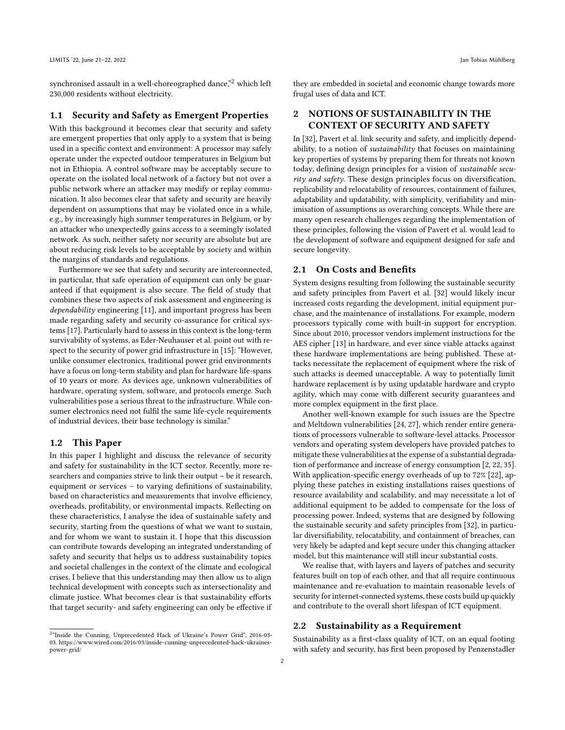synchronised assault in a well-choreographed dance,"[2] which left 230,000 residents without electricity.

### 1.1 Security and Safety as Emergent Properties

With this background it becomes clear that security and safety are emergent properties that only apply to a system that is being used in a specific context and environment: A processor may safely operate under the expected outdoor temperatures in Belgium but not in Ethiopia. A control software may be acceptably secure to operate on the isolated local network of a factory but not over a public network where an attacker may modify or replay communication. It also becomes clear that safety and security are heavily dependent on assumptions that may be violated once in a while, e.g., by increasingly high summer temperatures in Belgium, or by an attacker who unexpectedly gains access to a seemingly isolated network. As such, neither safety nor security are absolute but are about reducing risk levels to be acceptable by society and within the margins of standards and regulations.

Furthermore we see that safety and security are interconnected, in particular, that safe operation of equipment can only be guaranteed if that equipment is also secure. The field of study that combines these two aspects of risk assessment and engineering is *dependability* engineering [11], and important progress has been made regarding safety and security co-assurance for critical systems [17]. Particularly hard to assess in this context is the long-term survivability of systems, as Eder-Neuhauser et al. point out with respect to the security of power grid infrastructure in [15]: "However, unlike consumer electronics, traditional power grid environments have a focus on long-term stability and plan for hardware life-spans of 10 years or more. As devices age, unknown vulnerabilities of hardware, operating system, software, and protocols emerge. Such vulnerabilities pose a serious threat to the infrastructure. While consumer electronics need not fulfil the same life-cycle requirements of industrial devices, their base technology is similar."

### 1.2 This Paper

In this paper I highlight and discuss the relevance of security and safety for sustainability in the ICT sector. Recently, more researchers and companies strive to link their output – be it research, equipment or services – to varying definitions of sustainability, based on characteristics and measurements that involve efficiency, overheads, profitability, or environmental impacts. Reflecting on these characteristics, I analyse the idea of sustainable safety and security, starting from the questions of what we want to sustain, and for whom we want to sustain it. I hope that this discussion can contribute towards developing an integrated understanding of safety and security that helps us to address sustainability topics and societal challenges in the context of the climate and ecological crises. I believe that this understanding may then allow us to align technical development with concepts such as intersectionality and climate justice. What becomes clear is that sustainability efforts that target security- and safety engineering can only be effective if they are embedded in societal and economic change towards more frugal uses of data and ICT.

## 2 NOTIONS OF SUSTAINABILITY IN THE CONTEXT OF SECURITY AND SAFETY

In [32], Pavert et al. link security and safety, and implicitly dependability, to a notion of *sustainability* that focuses on maintaining key properties of systems by preparing them for threats not known today, defining design principles for a vision of *sustainable security and safety*. These design principles focus on diversification, replicability and relocatability of resources, containment of failures, adaptability and updatability, with simplicity, verifiability and minimisation of assumptions as overarching concepts. While there are many open research challenges regarding the implementation of these principles, following the vision of Pavert et al. would lead to the development of software and equipment designed for safe and secure longevity.

### 2.1 On Costs and Benefits

System designs resulting from following the sustainable security and safety principles from Pavert et al. [32] would likely incur increased costs regarding the development, initial equipment purchase, and the maintenance of installations. For example, modern processors typically come with built-in support for encryption. Since about 2010, processor vendors implement instructions for the AES cipher [13] in hardware, and ever since viable attacks against these hardware implementations are being published. These attacks necessitate the replacement of equipment where the risk of such attacks is deemed unacceptable. A way to potentially limit hardware replacement is by using updatable hardware and crypto agility, which may come with different security guarantees and more complex equipment in the first place.

Another well-known example for such issues are the Spectre and Meltdown vulnerabilities [24, 27], which render entire generations of processors vulnerable to software-level attacks. Processor vendors and operating system developers have provided patches to mitigate these vulnerabilities at the expense of a substantial degradation of performance and increase of energy consumption [2, 22, 35]. With application-specific energy overheads of up to 72% [22], applying these patches in existing installations raises questions of resource availability and scalability, and may necessitate a lot of additional equipment to be added to compensate for the loss of processing power. Indeed, systems that are designed by following the sustainable security and safety principles from [32], in particular diversifiability, relocatability, and containment of breaches, can very likely be adapted and kept secure under this changing attacker model, but this maintenance will still incur substantial costs.

We realise that, with layers and layers of patches and security features built on top of each other, and that all require continuous maintenance and re-evaluation to maintain reasonable levels of security for internet-connected systems, these costs build up quickly and contribute to the overall short lifespan of ICT equipment.

### 2.2 Sustainability as a Requirement

Sustainability as a first-class quality of ICT, on an equal footing with safety and security, has first been proposed by Penzenstadler

[2] "Inside the Cunning, Unprecedented Hack of Ukraine's Power Grid", 2016-03-03. https://www.wired.com/2016/03/inside-cunning-unprecedented-hack-ukraines-power-grid/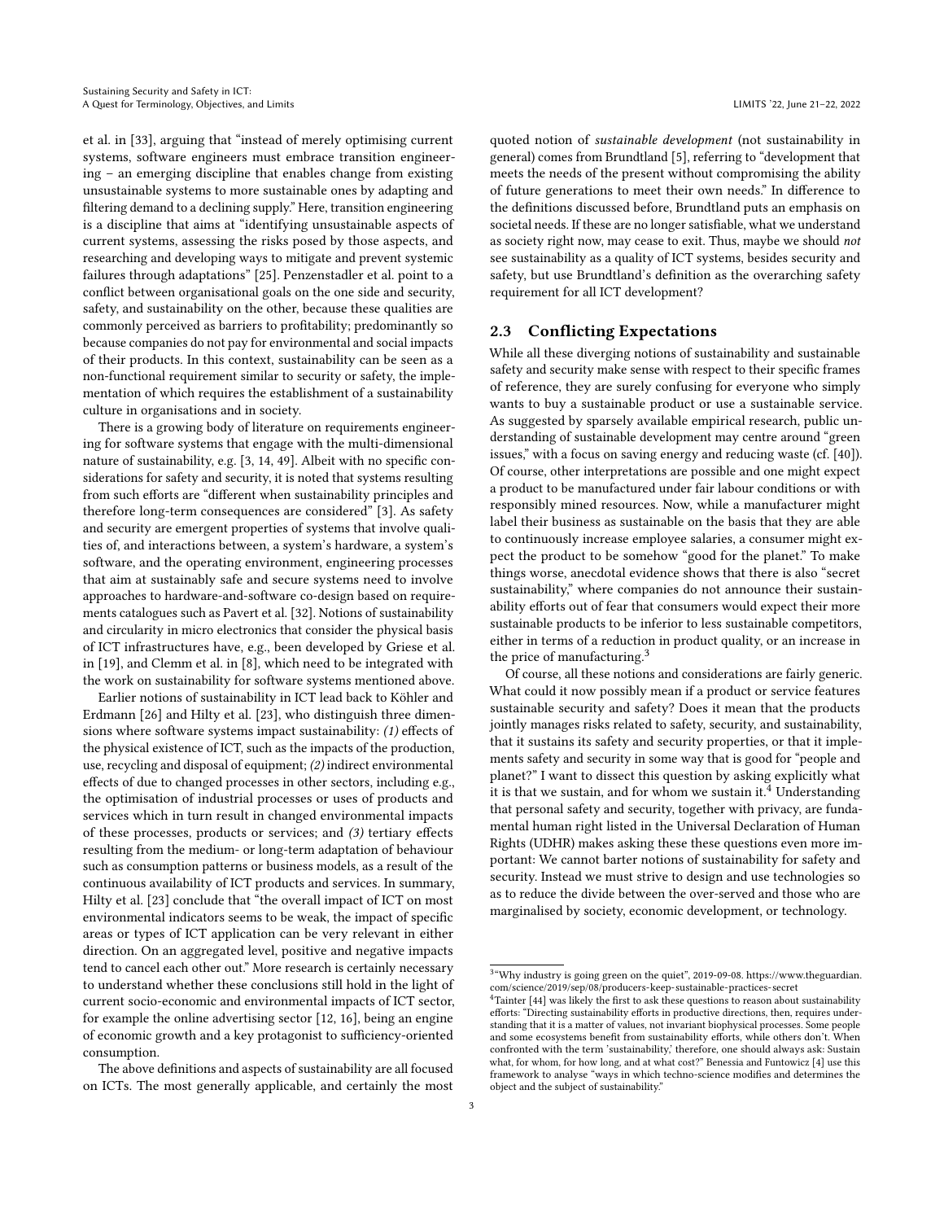et al. in [33], arguing that "instead of merely optimising current systems, software engineers must embrace transition engineering – an emerging discipline that enables change from existing unsustainable systems to more sustainable ones by adapting and filtering demand to a declining supply." Here, transition engineering is a discipline that aims at "identifying unsustainable aspects of current systems, assessing the risks posed by those aspects, and researching and developing ways to mitigate and prevent systemic failures through adaptations" [25]. Penzenstadler et al. point to a conflict between organisational goals on the one side and security, safety, and sustainability on the other, because these qualities are commonly perceived as barriers to profitability; predominantly so because companies do not pay for environmental and social impacts of their products. In this context, sustainability can be seen as a non-functional requirement similar to security or safety, the implementation of which requires the establishment of a sustainability culture in organisations and in society.

There is a growing body of literature on requirements engineering for software systems that engage with the multi-dimensional nature of sustainability, e.g. [3, 14, 49]. Albeit with no specific considerations for safety and security, it is noted that systems resulting from such efforts are "different when sustainability principles and therefore long-term consequences are considered" [3]. As safety and security are emergent properties of systems that involve qualities of, and interactions between, a system's hardware, a system's software, and the operating environment, engineering processes that aim at sustainably safe and secure systems need to involve approaches to hardware-and-software co-design based on requirements catalogues such as Pavert et al. [32]. Notions of sustainability and circularity in micro electronics that consider the physical basis of ICT infrastructures have, e.g., been developed by Griese et al. in [19], and Clemm et al. in [8], which need to be integrated with the work on sustainability for software systems mentioned above.

Earlier notions of sustainability in ICT lead back to Köhler and Erdmann [26] and Hilty et al. [23], who distinguish three dimensions where software systems impact sustainability: *(1)* effects of the physical existence of ICT, such as the impacts of the production, use, recycling and disposal of equipment; *(2)* indirect environmental effects of due to changed processes in other sectors, including e.g., the optimisation of industrial processes or uses of products and services which in turn result in changed environmental impacts of these processes, products or services; and *(3)* tertiary effects resulting from the medium- or long-term adaptation of behaviour such as consumption patterns or business models, as a result of the continuous availability of ICT products and services. In summary, Hilty et al. [23] conclude that "the overall impact of ICT on most environmental indicators seems to be weak, the impact of specific areas or types of ICT application can be very relevant in either direction. On an aggregated level, positive and negative impacts tend to cancel each other out." More research is certainly necessary to understand whether these conclusions still hold in the light of current socio-economic and environmental impacts of ICT sector, for example the online advertising sector [12, 16], being an engine of economic growth and a key protagonist to sufficiency-oriented consumption.

The above definitions and aspects of sustainability are all focused on ICTs. The most generally applicable, and certainly the most quoted notion of *sustainable development* (not sustainability in general) comes from Brundtland [5], referring to "development that meets the needs of the present without compromising the ability of future generations to meet their own needs." In difference to the definitions discussed before, Brundtland puts an emphasis on societal needs. If these are no longer satisfiable, what we understand as society right now, may cease to exit. Thus, maybe we should *not* see sustainability as a quality of ICT systems, besides security and safety, but use Brundtland's definition as the overarching safety requirement for all ICT development?

## 2.3 Conflicting Expectations

While all these diverging notions of sustainability and sustainable safety and security make sense with respect to their specific frames of reference, they are surely confusing for everyone who simply wants to buy a sustainable product or use a sustainable service. As suggested by sparsely available empirical research, public understanding of sustainable development may centre around "green issues," with a focus on saving energy and reducing waste (cf. [40]). Of course, other interpretations are possible and one might expect a product to be manufactured under fair labour conditions or with responsibly mined resources. Now, while a manufacturer might label their business as sustainable on the basis that they are able to continuously increase employee salaries, a consumer might expect the product to be somehow "good for the planet." To make things worse, anecdotal evidence shows that there is also "secret sustainability," where companies do not announce their sustainability efforts out of fear that consumers would expect their more sustainable products to be inferior to less sustainable competitors, either in terms of a reduction in product quality, or an increase in the price of manufacturing.[3]

Of course, all these notions and considerations are fairly generic. What could it now possibly mean if a product or service features sustainable security and safety? Does it mean that the products jointly manages risks related to safety, security, and sustainability, that it sustains its safety and security properties, or that it implements safety and security in some way that is good for "people and planet?" I want to dissect this question by asking explicitly what it is that we sustain, and for whom we sustain it.[4] Understanding that personal safety and security, together with privacy, are fundamental human right listed in the Universal Declaration of Human Rights (UDHR) makes asking these these questions even more important: We cannot barter notions of sustainability for safety and security. Instead we must strive to design and use technologies so as to reduce the divide between the over-served and those who are marginalised by society, economic development, or technology.

[3] "Why industry is going green on the quiet", 2019-09-08. https://www.theguardian.com/science/2019/sep/08/producers-keep-sustainable-practices-secret

[4] Tainter [44] was likely the first to ask these questions to reason about sustainability efforts: "Directing sustainability efforts in productive directions, then, requires understanding that it is a matter of values, not invariant biophysical processes. Some people and some ecosystems benefit from sustainability efforts, while others don't. When confronted with the term 'sustainability,' therefore, one should always ask: Sustain what, for whom, for how long, and at what cost?" Benessia and Funtowicz [4] use this framework to analyse "ways in which techno-science modifies and determines the object and the subject of sustainability."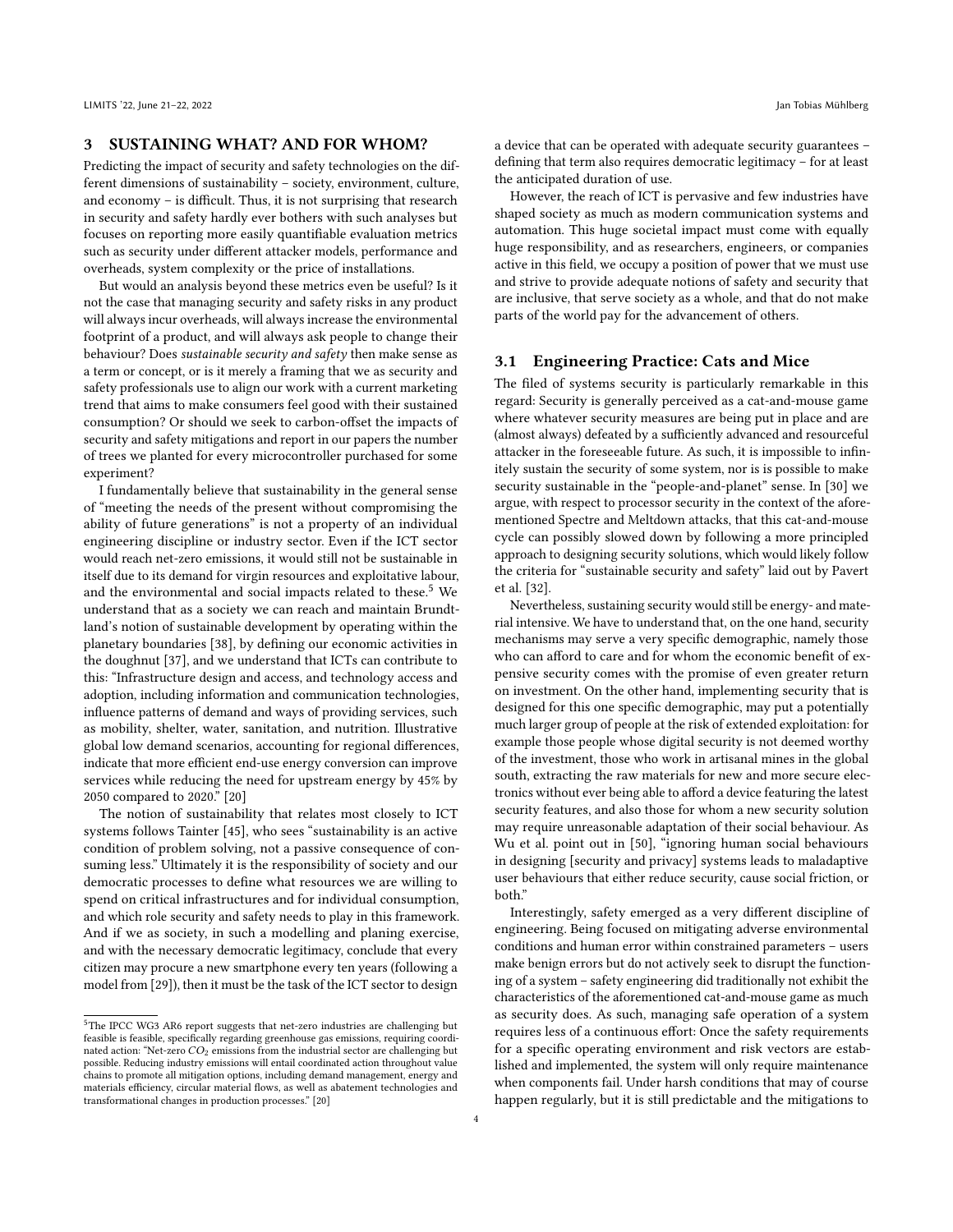## 3 SUSTAINING WHAT? AND FOR WHOM?

Predicting the impact of security and safety technologies on the different dimensions of sustainability – society, environment, culture, and economy – is difficult. Thus, it is not surprising that research in security and safety hardly ever bothers with such analyses but focuses on reporting more easily quantifiable evaluation metrics such as security under different attacker models, performance and overheads, system complexity or the price of installations.

But would an analysis beyond these metrics even be useful? Is it not the case that managing security and safety risks in any product will always incur overheads, will always increase the environmental footprint of a product, and will always ask people to change their behaviour? Does *sustainable security and safety* then make sense as a term or concept, or is it merely a framing that we as security and safety professionals use to align our work with a current marketing trend that aims to make consumers feel good with their sustained consumption? Or should we seek to carbon-offset the impacts of security and safety mitigations and report in our papers the number of trees we planted for every microcontroller purchased for some experiment?

I fundamentally believe that sustainability in the general sense of "meeting the needs of the present without compromising the ability of future generations" is not a property of an individual engineering discipline or industry sector. Even if the ICT sector would reach net-zero emissions, it would still not be sustainable in itself due to its demand for virgin resources and exploitative labour, and the environmental and social impacts related to these.[5] We understand that as a society we can reach and maintain Brundtland's notion of sustainable development by operating within the planetary boundaries [38], by defining our economic activities in the doughnut [37], and we understand that ICTs can contribute to this: "Infrastructure design and access, and technology access and adoption, including information and communication technologies, influence patterns of demand and ways of providing services, such as mobility, shelter, water, sanitation, and nutrition. Illustrative global low demand scenarios, accounting for regional differences, indicate that more efficient end-use energy conversion can improve services while reducing the need for upstream energy by 45% by 2050 compared to 2020." [20]

The notion of sustainability that relates most closely to ICT systems follows Tainter [45], who sees "sustainability is an active condition of problem solving, not a passive consequence of consuming less." Ultimately it is the responsibility of society and our democratic processes to define what resources we are willing to spend on critical infrastructures and for individual consumption, and which role security and safety needs to play in this framework. And if we as society, in such a modelling and planing exercise, and with the necessary democratic legitimacy, conclude that every citizen may procure a new smartphone every ten years (following a model from [29]), then it must be the task of the ICT sector to design a device that can be operated with adequate security guarantees – defining that term also requires democratic legitimacy – for at least the anticipated duration of use.

However, the reach of ICT is pervasive and few industries have shaped society as much as modern communication systems and automation. This huge societal impact must come with equally huge responsibility, and as researchers, engineers, or companies active in this field, we occupy a position of power that we must use and strive to provide adequate notions of safety and security that are inclusive, that serve society as a whole, and that do not make parts of the world pay for the advancement of others.

### 3.1 Engineering Practice: Cats and Mice

The filed of systems security is particularly remarkable in this regard: Security is generally perceived as a cat-and-mouse game where whatever security measures are being put in place and are (almost always) defeated by a sufficiently advanced and resourceful attacker in the foreseeable future. As such, it is impossible to infinitely sustain the security of some system, nor is possible to make security sustainable in the "people-and-planet" sense. In [30] we argue, with respect to processor security in the context of the aforementioned Spectre and Meltdown attacks, that this cat-and-mouse cycle can possibly slowed down by following a more principled approach to designing security solutions, which would likely follow the criteria for "sustainable security and safety" laid out by Pavert et al. [32].

Nevertheless, sustaining security would still be energy- and material intensive. We have to understand that, on the one hand, security mechanisms may serve a very specific demographic, namely those who can afford to care and for whom the economic benefit of expensive security comes with the promise of even greater return on investment. On the other hand, implementing security that is designed for this one specific demographic, may put a potentially much larger group of people at the risk of extended exploitation: for example those people whose digital security is not deemed worthy of the investment, those who work in artisanal mines in the global south, extracting the raw materials for new and more secure electronics without ever being able to afford a device featuring the latest security features, and also those for whom a new security solution may require unreasonable adaptation of their social behaviour. As Wu et al. point out in [50], "ignoring human social behaviours in designing [security and privacy] systems leads to maladaptive user behaviours that either reduce security, cause social friction, or both."

Interestingly, safety emerged as a very different discipline of engineering. Being focused on mitigating adverse environmental conditions and human error within constrained parameters – users make benign errors but do not actively seek to disrupt the functioning of a system – safety engineering did traditionally not exhibit the characteristics of the aforementioned cat-and-mouse game as much as security does. As such, managing safe operation of a system requires less of a continuous effort: Once the safety requirements for a specific operating environment and risk vectors are established and implemented, the system will only require maintenance when components fail. Under harsh conditions that may of course happen regularly, but it is still predictable and the mitigations to

[5] The IPCC WG3 AR6 report suggests that net-zero industries are challenging but feasible is feasible, specifically regarding greenhouse gas emissions, requiring coordinated action: "Net-zero $CO_2$ emissions from the industrial sector are challenging but possible. Reducing industry emissions will entail coordinated action throughout value chains to promote all mitigation options, including demand management, energy and materials efficiency, circular material flows, as well as abatement technologies and transformational changes in production processes." [20]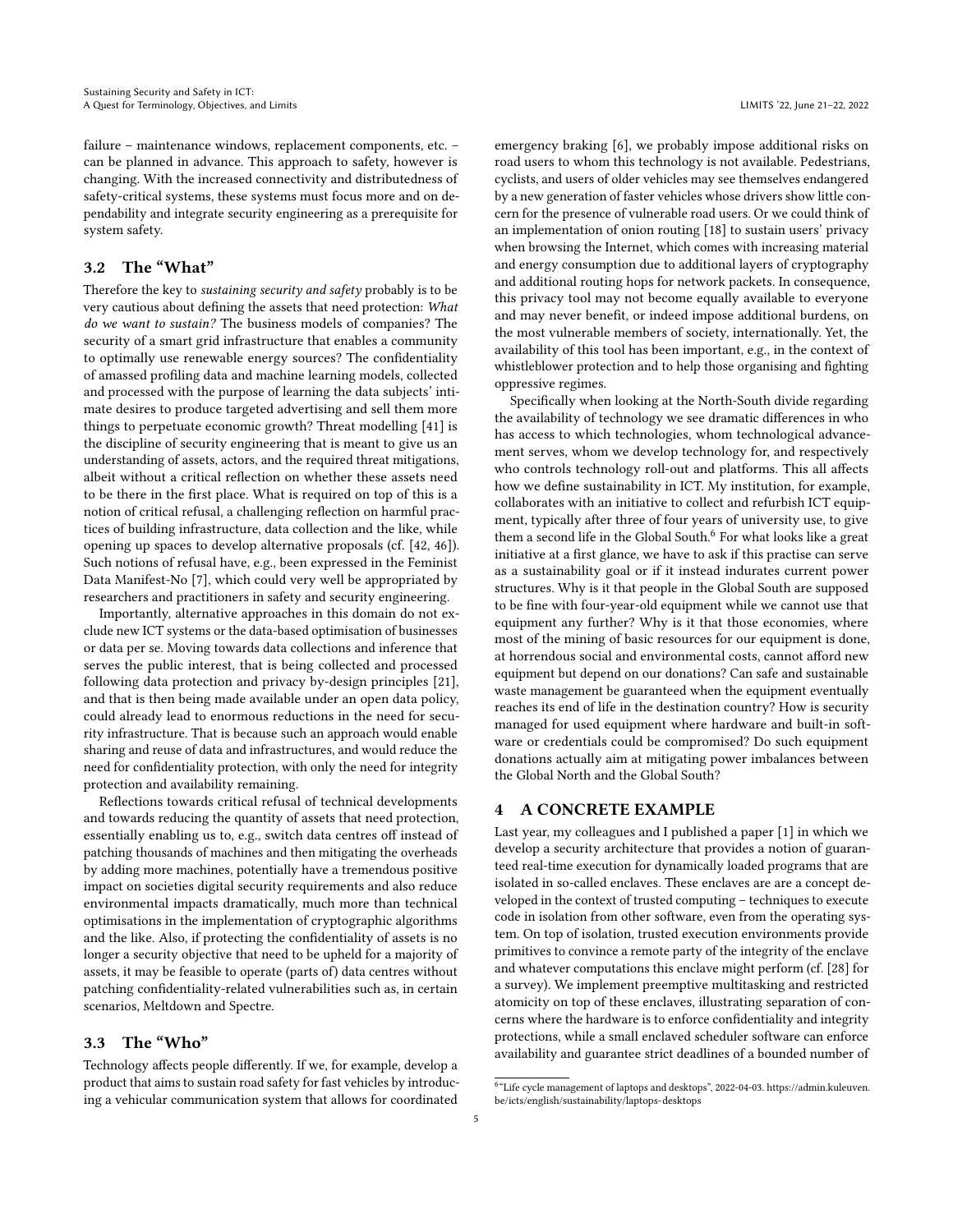failure – maintenance windows, replacement components, etc. – can be planned in advance. This approach to safety, however is changing. With the increased connectivity and distributedness of safety-critical systems, these systems must focus more and on dependability and integrate security engineering as a prerequisite for system safety.

## 3.2 The "What"

Therefore the key to *sustaining security and safety* probably is to be very cautious about defining the assets that need protection: *What do we want to sustain?* The business models of companies? The security of a smart grid infrastructure that enables a community to optimally use renewable energy sources? The confidentiality of amassed profiling data and machine learning models, collected and processed with the purpose of learning the data subjects' intimate desires to produce targeted advertising and sell them more things to perpetuate economic growth? Threat modelling [41] is the discipline of security engineering that is meant to give us an understanding of assets, actors, and the required threat mitigations, albeit without a critical reflection on whether these assets need to be there in the first place. What is required on top of this is a notion of critical refusal, a challenging reflection on harmful practices of building infrastructure, data collection and the like, while opening up spaces to develop alternative proposals (cf. [42, 46]). Such notions of refusal have, e.g., been expressed in the Feminist Data Manifest-No [7], which could very well be appropriated by researchers and practitioners in safety and security engineering.

Importantly, alternative approaches in this domain do not exclude new ICT systems or the data-based optimisation of businesses or data per se. Moving towards data collections and inference that serves the public interest, that is being collected and processed following data protection and privacy by-design principles [21], and that is then being made available under an open data policy, could already lead to enormous reductions in the need for security infrastructure. That is because such an approach would enable sharing and reuse of data and infrastructures, and would reduce the need for confidentiality protection, with only the need for integrity protection and availability remaining.

Reflections towards critical refusal of technical developments and towards reducing the quantity of assets that need protection, essentially enabling us to, e.g., switch data centres off instead of patching thousands of machines and then mitigating the overheads by adding more machines, potentially have a tremendous positive impact on societies digital security requirements and also reduce environmental impacts dramatically, much more than technical optimisations in the implementation of cryptographic algorithms and the like. Also, if protecting the confidentiality of assets is no longer a security objective that need to be upheld for a majority of assets, it may be feasible to operate (parts of) data centres without patching confidentiality-related vulnerabilities such as, in certain scenarios, Meltdown and Spectre.

## 3.3 The "Who"

Technology affects people differently. If we, for example, develop a product that aims to sustain road safety for fast vehicles by introducing a vehicular communication system that allows for coordinated emergency braking [6], we probably impose additional risks on road users to whom this technology is not available. Pedestrians, cyclists, and users of older vehicles may see themselves endangered by a new generation of faster vehicles whose drivers show little concern for the presence of vulnerable road users. Or we could think of an implementation of onion routing [18] to sustain users' privacy when browsing the Internet, which comes with increasing material and energy consumption due to additional layers of cryptography and additional routing hops for network packets. In consequence, this privacy tool may not become equally available to everyone and may never benefit, or indeed impose additional burdens, on the most vulnerable members of society, internationally. Yet, the availability of this tool has been important, e.g., in the context of whistleblower protection and to help those organising and fighting oppressive regimes.

Specifically when looking at the North-South divide regarding the availability of technology we see dramatic differences in who has access to which technologies, whom technological advancement serves, whom we develop technology for, and respectively who controls technology roll-out and platforms. This all affects how we define sustainability in ICT. My institution, for example, collaborates with an initiative to collect and refurbish ICT equipment, typically after three of four years of university use, to give them a second life in the Global South.[6] For what looks like a great initiative at a first glance, we have to ask if this practise can serve as a sustainability goal or if it instead indurates current power structures. Why is it that people in the Global South are supposed to be fine with four-year-old equipment while we cannot use that equipment any further? Why is it that those economies, where most of the mining of basic resources for our equipment is done, at horrendous social and environmental costs, cannot afford new equipment but depend on our donations? Can safe and sustainable waste management be guaranteed when the equipment eventually reaches its end of life in the destination country? How is security managed for used equipment where hardware and built-in software or credentials could be compromised? Do such equipment donations actually aim at mitigating power imbalances between the Global North and the Global South?

# 4 A CONCRETE EXAMPLE

Last year, my colleagues and I published a paper [1] in which we develop a security architecture that provides a notion of guaranteed real-time execution for dynamically loaded programs that are isolated in so-called enclaves. These enclaves are are a concept developed in the context of trusted computing – techniques to execute code in isolation from other software, even from the operating system. On top of isolation, trusted execution environments provide primitives to convince a remote party of the integrity of the enclave and whatever computations this enclave might perform (cf. [28] for a survey). We implement preemptive multitasking and restricted atomicity on top of these enclaves, illustrating separation of concerns where the hardware is to enforce confidentiality and integrity protections, while a small enclaved scheduler software can enforce availability and guarantee strict deadlines of a bounded number of

[6] "Life cycle management of laptops and desktops", 2022-04-03. https://admin.kuleuven.be/icts/english/sustainability/laptops-desktops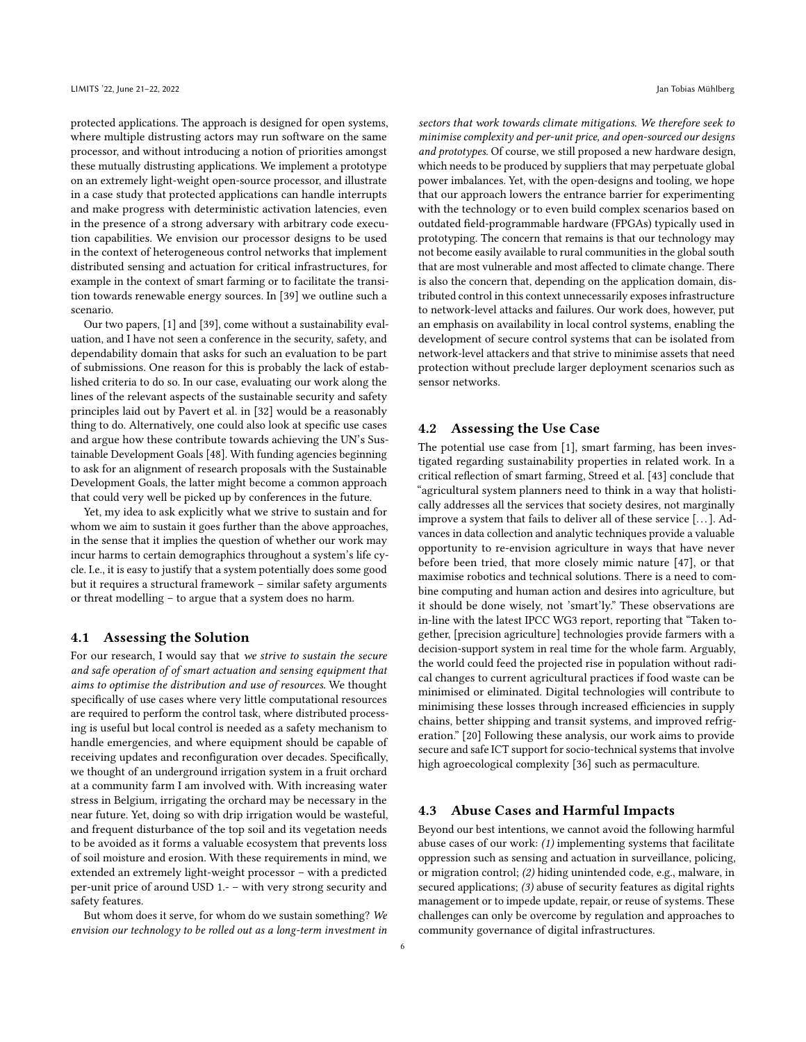protected applications. The approach is designed for open systems, where multiple distrusting actors may run software on the same processor, and without introducing a notion of priorities amongst these mutually distrusting applications. We implement a prototype on an extremely light-weight open-source processor, and illustrate in a case study that protected applications can handle interrupts and make progress with deterministic activation latencies, even in the presence of a strong adversary with arbitrary code execution capabilities. We envision our processor designs to be used in the context of heterogeneous control networks that implement distributed sensing and actuation for critical infrastructures, for example in the context of smart farming or to facilitate the transition towards renewable energy sources. In [39] we outline such a scenario.

Our two papers, [1] and [39], come without a sustainability evaluation, and I have not seen a conference in the security, safety, and dependability domain that asks for such an evaluation to be part of submissions. One reason for this is probably the lack of established criteria to do so. In our case, evaluating our work along the lines of the relevant aspects of the sustainable security and safety principles laid out by Pavert et al. in [32] would be a reasonably thing to do. Alternatively, one could also look at specific use cases and argue how these contribute towards achieving the UN's Sustainable Development Goals [48]. With funding agencies beginning to ask for an alignment of research proposals with the Sustainable Development Goals, the latter might become a common approach that could very well be picked up by conferences in the future.

Yet, my idea to ask explicitly what we strive to sustain and for whom we aim to sustain it goes further than the above approaches, in the sense that it implies the question of whether our work may incur harms to certain demographics throughout a system's life cycle. I.e., it is easy to justify that a system potentially does some good but it requires a structural framework – similar safety arguments or threat modelling – to argue that a system does no harm.

## 4.1 Assessing the Solution

For our research, I would say that *we strive to sustain the secure and safe operation of of smart actuation and sensing equipment that aims to optimise the distribution and use of resources*. We thought specifically of use cases where very little computational resources are required to perform the control task, where distributed processing is useful but local control is needed as a safety mechanism to handle emergencies, and where equipment should be capable of receiving updates and reconfiguration over decades. Specifically, we thought of an underground irrigation system in a fruit orchard at a community farm I am involved with. With increasing water stress in Belgium, irrigating the orchard may be necessary in the near future. Yet, doing so with drip irrigation would be wasteful, and frequent disturbance of the top soil and its vegetation needs to be avoided as it forms a valuable ecosystem that prevents loss of soil moisture and erosion. With these requirements in mind, we extended an extremely light-weight processor – with a predicted per-unit price of around USD 1.- – with very strong security and safety features.

But whom does it serve, for whom do we sustain something? *We envision our technology to be rolled out as a long-term investment in sectors that work towards climate mitigations. We therefore seek to minimise complexity and per-unit price, and open-sourced our designs and prototypes.* Of course, we still proposed a new hardware design, which needs to be produced by suppliers that may perpetuate global power imbalances. Yet, with the open-designs and tooling, we hope that our approach lowers the entrance barrier for experimenting with the technology or to even build complex scenarios based on outdated field-programmable hardware (FPGAs) typically used in prototyping. The concern that remains is that our technology may not become easily available to rural communities in the global south that are most vulnerable and most affected to climate change. There is also the concern that, depending on the application domain, distributed control in this context unnecessarily exposes infrastructure to network-level attacks and failures. Our work does, however, put an emphasis on availability in local control systems, enabling the development of secure control systems that can be isolated from network-level attackers and that strive to minimise assets that need protection without preclude larger deployment scenarios such as sensor networks.

## 4.2 Assessing the Use Case

The potential use case from [1], smart farming, has been investigated regarding sustainability properties in related work. In a critical reflection of smart farming, Streed et al. [43] conclude that "agricultural system planners need to think in a way that holistically addresses all the services that society desires, not marginally improve a system that fails to deliver all of these service [...]. Advances in data collection and analytic techniques provide a valuable opportunity to re-envision agriculture in ways that have never before been tried, that more closely mimic nature [47], or that maximise robotics and technical solutions. There is a need to combine computing and human action and desires into agriculture, but it should be done wisely, not 'smart'ly." These observations are in-line with the latest IPCC WG3 report, reporting that "Taken together, [precision agriculture] technologies provide farmers with a decision-support system in real time for the whole farm. Arguably, the world could feed the projected rise in population without radical changes to current agricultural practices if food waste can be minimised or eliminated. Digital technologies will contribute to minimising these losses through increased efficiencies in supply chains, better shipping and transit systems, and improved refrigeration." [20] Following these analysis, our work aims to provide secure and safe ICT support for socio-technical systems that involve high agroecological complexity [36] such as permaculture.

## 4.3 Abuse Cases and Harmful Impacts

Beyond our best intentions, we cannot avoid the following harmful abuse cases of our work: *(1)* implementing systems that facilitate oppression such as sensing and actuation in surveillance, policing, or migration control; *(2)* hiding unintended code, e.g., malware, in secured applications; *(3)* abuse of security features as digital rights management or to impede update, repair, or reuse of systems. These challenges can only be overcome by regulation and approaches to community governance of digital infrastructures.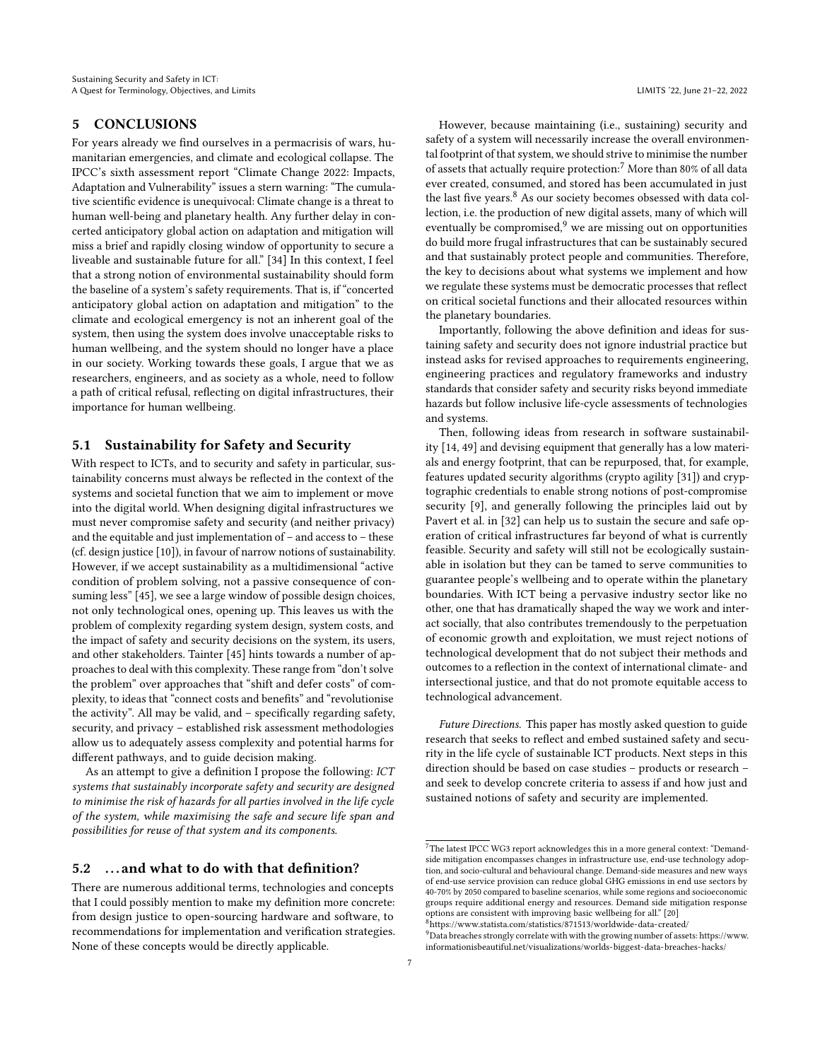## 5 CONCLUSIONS

For years already we find ourselves in a permacrisis of wars, humanitarian emergencies, and climate and ecological collapse. The IPCC's sixth assessment report "Climate Change 2022: Impacts, Adaptation and Vulnerability" issues a stern warning: "The cumulative scientific evidence is unequivocal: Climate change is a threat to human well-being and planetary health. Any further delay in concerted anticipatory global action on adaptation and mitigation will miss a brief and rapidly closing window of opportunity to secure a liveable and sustainable future for all." [34] In this context, I feel that a strong notion of environmental sustainability should form the baseline of a system's safety requirements. That is, if "concerted anticipatory global action on adaptation and mitigation" to the climate and ecological emergency is not an inherent goal of the system, then using the system does involve unacceptable risks to human wellbeing, and the system should no longer have a place in our society. Working towards these goals, I argue that we as researchers, engineers, and as society as a whole, need to follow a path of critical refusal, reflecting on digital infrastructures, their importance for human wellbeing.

### 5.1 Sustainability for Safety and Security

With respect to ICTs, and to security and safety in particular, sustainability concerns must always be reflected in the context of the systems and societal function that we aim to implement or move into the digital world. When designing digital infrastructures we must never compromise safety and security (and neither privacy) and the equitable and just implementation of – and access to – these (cf. design justice [10]), in favour of narrow notions of sustainability. However, if we accept sustainability as a multidimensional "active condition of problem solving, not a passive consequence of consuming less" [45], we see a large window of possible design choices, not only technological ones, opening up. This leaves us with the problem of complexity regarding system design, system costs, and the impact of safety and security decisions on the system, its users, and other stakeholders. Tainter [45] hints towards a number of approaches to deal with this complexity. These range from "don't solve the problem" over approaches that "shift and defer costs" of complexity, to ideas that "connect costs and benefits" and "revolutionise the activity". All may be valid, and – specifically regarding safety, security, and privacy – established risk assessment methodologies allow us to adequately assess complexity and potential harms for different pathways, and to guide decision making.

As an attempt to give a definition I propose the following: *ICT systems that sustainably incorporate safety and security are designed to minimise the risk of hazards for all parties involved in the life cycle of the system, while maximising the safe and secure life span and possibilities for reuse of that system and its components.*

### 5.2 ...and what to do with that definition?

There are numerous additional terms, technologies and concepts that I could possibly mention to make my definition more concrete: from design justice to open-sourcing hardware and software, to recommendations for implementation and verification strategies. None of these concepts would be directly applicable.

However, because maintaining (i.e., sustaining) security and safety of a system will necessarily increase the overall environmental footprint of that system, we should strive to minimise the number of assets that actually require protection:[7] More than 80% of all data ever created, consumed, and stored has been accumulated in just the last five years.[8] As our society becomes obsessed with data collection, i.e. the production of new digital assets, many of which will eventually be compromised,[9] we are missing out on opportunities do build more frugal infrastructures that can be sustainably secured and that sustainably protect people and communities. Therefore, the key to decisions about what systems we implement and how we regulate these systems must be democratic processes that reflect on critical societal functions and their allocated resources within the planetary boundaries.

Importantly, following the above definition and ideas for sustaining safety and security does not ignore industrial practice but instead asks for revised approaches to requirements engineering, engineering practices and regulatory frameworks and industry standards that consider safety and security risks beyond immediate hazards but follow inclusive life-cycle assessments of technologies and systems.

Then, following ideas from research in software sustainability [14, 49] and devising equipment that generally has a low materials and energy footprint, that can be repurposed, that, for example, features updated security algorithms (crypto agility [31]) and cryptographic credentials to enable strong notions of post-compromise security [9], and generally following the principles laid out by Pavert et al. in [32] can help us to sustain the secure and safe operation of critical infrastructures far beyond of what is currently feasible. Security and safety will still not be ecologically sustainable in isolation but they can be tamed to serve communities to guarantee people's wellbeing and to operate within the planetary boundaries. With ICT being a pervasive industry sector like no other, one that has dramatically shaped the way we work and interact socially, that also contributes tremendously to the perpetuation of economic growth and exploitation, we must reject notions of technological development that do not subject their methods and outcomes to a reflection in the context of international climate- and intersectional justice, and that do not promote equitable access to technological advancement.

*Future Directions.* This paper has mostly asked question to guide research that seeks to reflect and embed sustained safety and security in the life cycle of sustainable ICT products. Next steps in this direction should be based on case studies – products or research – and seek to develop concrete criteria to assess if and how just and sustained notions of safety and security are implemented.

---

[7] The latest IPCC WG3 report acknowledges this in a more general context: "Demand-side mitigation encompasses changes in infrastructure use, end-use technology adoption, and socio-cultural and behavioural change. Demand-side measures and new ways of end-use service provision can reduce global GHG emissions in end use sectors by 40-70% by 2050 compared to baseline scenarios, while some regions and socioeconomic groups require additional energy and resources. Demand side mitigation response options are consistent with improving basic wellbeing for all." [20]

[8] https://www.statista.com/statistics/871513/worldwide-data-created/

[9] Data breaches strongly correlate with with the growing number of assets: https://www.informationisbeautiful.net/visualizations/worlds-biggest-data-breaches-hacks/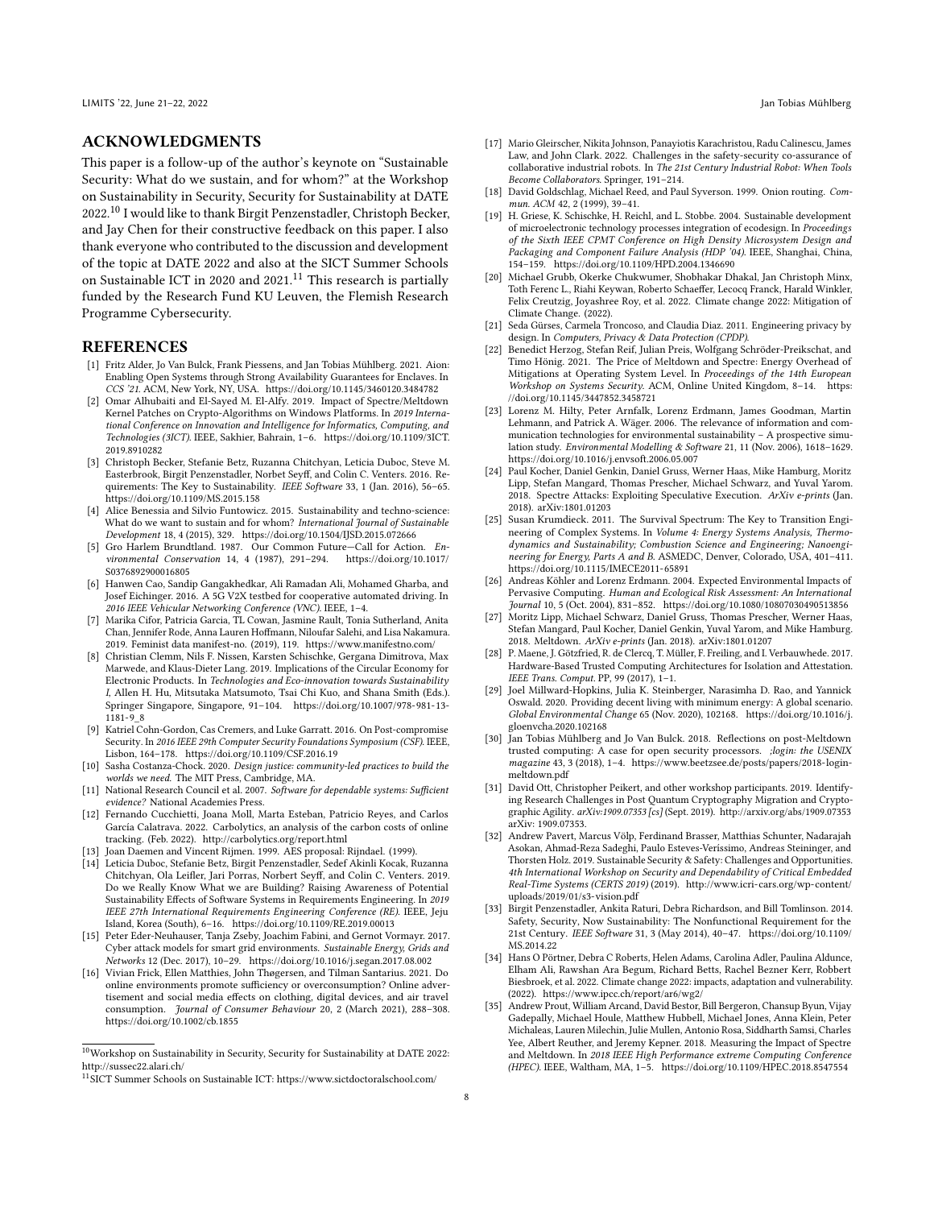## ACKNOWLEDGMENTS

This paper is a follow-up of the author's keynote on "Sustainable Security: What do we sustain, and for whom?" at the Workshop on Sustainability in Security, Security for Sustainability at DATE 2022.[10] I would like to thank Birgit Penzenstadler, Christoph Becker, and Jay Chen for their constructive feedback on this paper. I also thank everyone who contributed to the discussion and development of the topic at DATE 2022 and also at the SICT Summer Schools on Sustainable ICT in 2020 and 2021.[11] This research is partially funded by the Research Fund KU Leuven, the Flemish Research Programme Cybersecurity.

## REFERENCES

[1] Fritz Alder, Jo Van Bulck, Frank Piessens, and Jan Tobias Mühlberg. 2021. Aion: Enabling Open Systems through Strong Availability Guarantees for Enclaves. In *CCS '21*. ACM, New York, NY, USA. https://doi.org/10.1145/3460120.3484782

[2] Omar Alhubaiti and El-Sayed M. El-Alfy. 2019. Impact of Spectre/Meltdown Kernel Patches on Crypto-Algorithms on Windows Platforms. In *2019 International Conference on Innovation and Intelligence for Informatics, Computing, and Technologies (3ICT)*. IEEE, Sakhier, Bahrain, 1–6. https://doi.org/10.1109/3ICT.2019.8910282

[3] Christoph Becker, Stefanie Betz, Ruzanna Chitchyan, Leticia Duboc, Steve M. Easterbrook, Birgit Penzenstadler, Norbert Seyff, and Colin C. Venters. 2016. Requirements: The Key to Sustainability. *IEEE Software* 33, 1 (Jan. 2016), 56–65. https://doi.org/10.1109/MS.2015.158

[4] Alice Benessia and Silvio Funtowicz. 2015. Sustainability and techno-science: What do we want to sustain and for whom? *International Journal of Sustainable Development* 18, 4 (2015), 329. https://doi.org/10.1504/IJSD.2015.072666

[5] Gro Harlem Brundtland. 1987. Our Common Future—Call for Action. *Environmental Conservation* 14, 4 (1987), 291–294. https://doi.org/10.1017/S0376892900016805

[6] Hanwen Cao, Sandip Gangakhedkar, Ali Ramadan Ali, Mohamed Gharba, and Josef Eichinger. 2016. A 5G V2X testbed for cooperative automated driving. In *2016 IEEE Vehicular Networking Conference (VNC)*. IEEE, 1–4.

[7] Marika Cifor, Patricia Garcia, TL Cowan, Jasmine Rault, Tonia Sutherland, Anita Chan, Jennifer Rode, Anna Lauren Hoffmann, Niloufar Salehi, and Lisa Nakamura. 2019. Feminist data manifest-no. (2019), 119. https://www.manifestno.com/

[8] Christian Clemm, Nils F. Nissen, Karsten Schischke, Gergana Dimitrova, Max Marwede, and Klaus-Dieter Lang. 2019. Implications of the Circular Economy for Electronic Products. In *Technologies and Eco-innovation towards Sustainability I*, Allen H. Hu, Mitsutaka Matsumoto, Tsai Chi Kuo, and Shana Smith (Eds.). Springer Singapore, Singapore, 91–104. https://doi.org/10.1007/978-981-13-1181-9_8

[9] Katriel Cohn-Gordon, Cas Cremers, and Luke Garratt. 2016. On Post-compromise Security. In *2016 IEEE 29th Computer Security Foundations Symposium (CSF)*. IEEE, Lisbon, 164–178. https://doi.org/10.1109/CSF.2016.19

[10] Sasha Costanza-Chock. 2020. *Design justice: community-led practices to build the worlds we need*. The MIT Press, Cambridge, MA.

[11] National Research Council et al. 2007. *Software for dependable systems: Sufficient evidence?* National Academies Press.

[12] Fernando Cucchietti, Joana Moll, Marta Esteban, Patricio Reyes, and Carlos García Calatrava. 2022. Carbolytics, an analysis of the carbon costs of online tracking. (Feb. 2022). http://carbolytics.org/report.html

[13] Joan Daemen and Vincent Rijmen. 1999. AES proposal: Rijndael. (1999).

[14] Leticia Duboc, Stefanie Betz, Birgit Penzenstadler, Sedef Akinli Kocak, Ruzanna Chitchyan, Ola Leifler, Jari Porras, Norbert Seyff, and Colin C. Venters. 2019. Do we Really Know What we are Building? Raising Awareness of Potential Sustainability Effects of Software Systems in Requirements Engineering. In *2019 IEEE 27th International Requirements Engineering Conference (RE)*. IEEE, Jeju Island, Korea (South), 6–16. https://doi.org/10.1109/RE.2019.00013

[15] Peter Eder-Neuhauser, Tanja Zseby, Joachim Fabini, and Gernot Vormayr. 2017. Cyber attack models for smart grid environments. *Sustainable Energy, Grids and Networks* 12 (Dec. 2017), 10–29. https://doi.org/10.1016/j.segan.2017.08.002

[16] Vivian Frick, Ellen Matthies, John Thøgersen, and Tilman Santarius. 2021. Do online environments promote sufficiency or overconsumption? Online advertisement and social media effects on clothing, digital devices, and air travel consumption. *Journal of Consumer Behaviour* 20, 2 (March 2021), 288–308. https://doi.org/10.1002/cb.1855

[17] Mario Gleirscher, Nikita Johnson, Panayiotis Karachristou, Radu Calinescu, James Law, and John Clark. 2022. Challenges in the safety-security co-assurance of collaborative industrial robots. In *The 21st Century Industrial Robot: When Tools Become Collaborators*. Springer, 191–214.

[18] David Goldschlag, Michael Reed, and Paul Syverson. 1999. Onion routing. *Commun. ACM* 42, 2 (1999), 39–41.

[19] H. Griese, K. Schischke, H. Reichl, and L. Stobbe. 2004. Sustainable development of microelectronic technology processes integration of ecodesign. In *Proceedings of the Sixth IEEE CPMT Conference on High Density Microsystem Design and Packaging and Component Failure Analysis (HDP '04)*. IEEE, Shanghai, China, 154–159. https://doi.org/10.1109/HPD.2004.1346690

[20] Michael Grubb, Okerke Chukwumer, Shobhakar Dhakal, Jan Christoph Minx, Toth Ferenc L., Riahi Keywan, Roberto Schaeffer, Lecocq Franck, Harald Winkler, Felix Creutzig, Joyashree Roy, et al. 2022. Climate change 2022: Mitigation of Climate Change. (2022).

[21] Seda Gürses, Carmela Troncoso, and Claudia Diaz. 2011. Engineering privacy by design. In *Computers, Privacy & Data Protection (CPDP)*.

[22] Benedict Herzog, Stefan Reif, Julian Preis, Wolfgang Schröder-Preikschat, and Timo Hönig. 2021. The Price of Meltdown and Spectre: Energy Overhead of Mitigations at Operating System Level. In *Proceedings of the 14th European Workshop on Systems Security*. ACM, Online United Kingdom, 8–14. https://doi.org/10.1145/3447852.3458721

[23] Lorenz M. Hilty, Peter Arnfalk, Lorenz Erdmann, James Goodman, Martin Lehmann, and Patrick A. Wäger. 2006. The relevance of information and communication technologies for environmental sustainability – A prospective simulation study. *Environmental Modelling & Software* 21, 11 (Nov. 2006), 1618–1629. https://doi.org/10.1016/j.envsoft.2006.05.007

[24] Paul Kocher, Daniel Genkin, Daniel Gruss, Werner Haas, Mike Hamburg, Moritz Lipp, Stefan Mangard, Thomas Prescher, Michael Schwarz, and Yuval Yarom. 2018. Spectre Attacks: Exploiting Speculative Execution. *ArXiv e-prints* (Jan. 2018). arXiv:1801.01203

[25] Susan Krumdieck. 2011. The Survival Spectrum: The Key to Transition Engineering of Complex Systems. In *Volume 4: Energy Systems Analysis, Thermodynamics and Sustainability; Combustion Science and Engineering; Nanoengineering for Energy, Parts A and B*. ASMEDC, Denver, Colorado, USA, 401–411. https://doi.org/10.1115/IMECE2011-65891

[26] Andreas Köhler and Lorenz Erdmann. 2004. Expected Environmental Impacts of Pervasive Computing. *Human and Ecological Risk Assessment: An International Journal* 10, 5 (Oct. 2004), 831–852. https://doi.org/10.1080/10807030490513856

[27] Moritz Lipp, Michael Schwarz, Daniel Gruss, Thomas Prescher, Werner Haas, Stefan Mangard, Paul Kocher, Daniel Genkin, Yuval Yarom, and Mike Hamburg. 2018. Meltdown. *ArXiv e-prints* (Jan. 2018). arXiv:1801.01207

[28] P. Maene, J. Götzfried, R. de Clercq, T. Müller, F. Freiling, and I. Verbauwhede. 2017. Hardware-Based Trusted Computing Architectures for Isolation and Attestation. *IEEE Trans. Comput.* PP, 99 (2017), 1–1.

[29] Joel Millward-Hopkins, Julia K. Steinberger, Narasimha D. Rao, and Yannick Oswald. 2020. Providing decent living with minimum energy: A global scenario. *Global Environmental Change* 65 (Nov. 2020), 102168. https://doi.org/10.1016/j.gloenvcha.2020.102168

[30] Jan Tobias Mühlberg and Jo Van Bulck. 2018. Reflections on post-Meltdown trusted computing: A case for open security processors. *;login: the USENIX magazine* 43, 3 (2018), 1–4. https://www.beetzsee.de/posts/papers/2018-login-meltdown.pdf

[31] David Ott, Christopher Peikert, and other workshop participants. 2019. Identifying Research Challenges in Post Quantum Cryptography Migration and Cryptographic Agility. *arXiv:1909.07353 [cs]* (Sept. 2019). http://arxiv.org/abs/1909.07353 arXiv: 1909.07353.

[32] Andrew Paverd, Marcus Völp, Ferdinand Brasser, Matthias Schunter, Nadarajah Asokan, Ahmad-Reza Sadeghi, Paulo Esteves-Veríssimo, Andreas Steininger, and Thorsten Holz. 2019. Sustainable Security & Safety: Challenges and Opportunities. *4th International Workshop on Security and Dependability of Critical Embedded Real-Time Systems (CERTS 2019)* (2019). http://www.icri-cars.org/wp-content/uploads/2019/01/s3-vision.pdf

[33] Birgit Penzenstadler, Ankita Raturi, Debra Richardson, and Bill Tomlinson. 2014. Safety, Security, Now Sustainability: The Nonfunctional Requirement for the 21st Century. *IEEE Software* 31, 3 (May 2014), 40–47. https://doi.org/10.1109/MS.2014.22

[34] Hans O Pörtner, Debra C Roberts, Helen Adams, Carolina Adler, Paulina Aldunce, Elham Ali, Rawshan Ara Begum, Richard Betts, Rachel Bezner Kerr, Robbert Biesbroek, et al. 2022. Climate change 2022: impacts, adaptation and vulnerability. (2022). https://www.ipcc.ch/report/ar6/wg2/

[35] Andrew Prout, William Arcand, David Bestor, Bill Bergeron, Chansup Byun, Vijay Gadepally, Michael Houle, Matthew Hubbell, Michael Jones, Anna Klein, Peter Michaleas, Lauren Milechin, Julie Mullen, Antonio Rosa, Siddharth Samsi, Charles Yee, Albert Reuther, and Jeremy Kepner. 2018. Measuring the Impact of Spectre and Meltdown. In *2018 IEEE High Performance extreme Computing Conference (HPEC)*. IEEE, Waltham, MA, 1–5. https://doi.org/10.1109/HPEC.2018.8547554

---

[10] Workshop on Sustainability in Security, Security for Sustainability at DATE 2022: http://sussec22.alari.ch/

[11] SICT Summer Schools on Sustainable ICT: https://www.sictdoctoralschool.com/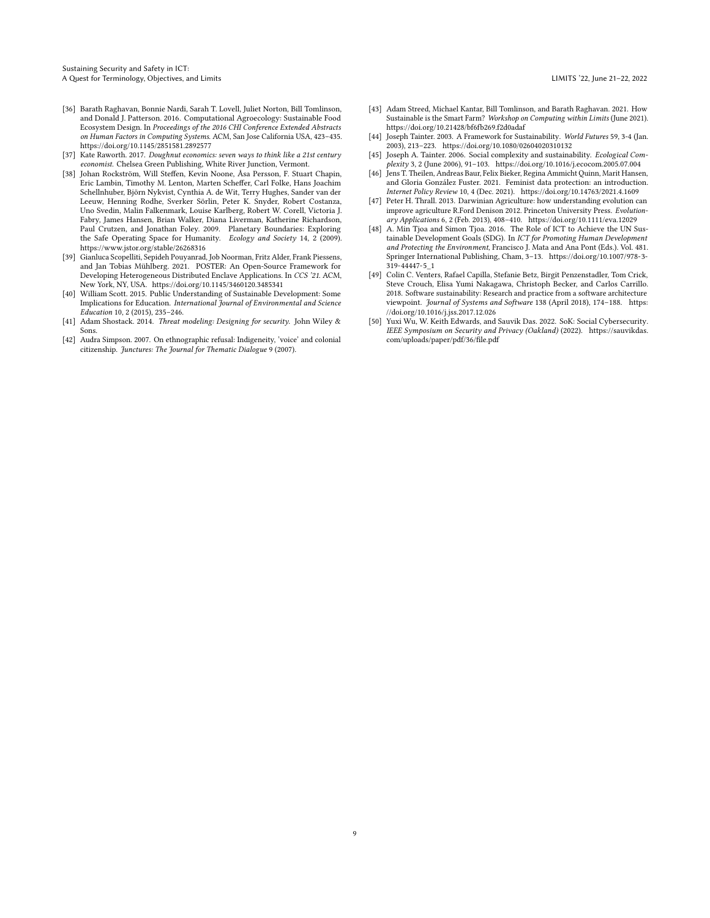[36] Barath Raghavan, Bonnie Nardi, Sarah T. Lovell, Juliet Norton, Bill Tomlinson, and Donald J. Patterson. 2016. Computational Agroecology: Sustainable Food Ecosystem Design. In *Proceedings of the 2016 CHI Conference Extended Abstracts on Human Factors in Computing Systems*. ACM, San Jose California USA, 423–435. https://doi.org/10.1145/2851581.2892577

[37] Kate Raworth. 2017. *Doughnut economics: seven ways to think like a 21st century economist*. Chelsea Green Publishing, White River Junction, Vermont.

[38] Johan Rockström, Will Steffen, Kevin Noone, Åsa Persson, F. Stuart Chapin, Eric Lambin, Timothy M. Lenton, Marten Scheffer, Carl Folke, Hans Joachim Schellnhuber, Björn Nykvist, Cynthia A. de Wit, Terry Hughes, Sander van der Leeuw, Henning Rodhe, Sverker Sörlin, Peter K. Snyder, Robert Costanza, Uno Svedin, Malin Falkenmark, Louise Karlberg, Robert W. Corell, Victoria J. Fabry, James Hansen, Brian Walker, Diana Liverman, Katherine Richardson, Paul Crutzen, and Jonathan Foley. 2009. Planetary Boundaries: Exploring the Safe Operating Space for Humanity. *Ecology and Society* 14, 2 (2009). https://www.jstor.org/stable/26268316

[39] Gianluca Scopelliti, Sepideh Pouyanrad, Job Noorman, Fritz Alder, Frank Piessens, and Jan Tobias Mühlberg. 2021. POSTER: An Open-Source Framework for Developing Heterogeneous Distributed Enclave Applications. In *CCS '21*. ACM, New York, NY, USA. https://doi.org/10.1145/3460120.3485341

[40] William Scott. 2015. Public Understanding of Sustainable Development: Some Implications for Education. *International Journal of Environmental and Science Education* 10, 2 (2015), 235–246.

[41] Adam Shostack. 2014. *Threat modeling: Designing for security*. John Wiley & Sons.

[42] Audra Simpson. 2007. On ethnographic refusal: Indigeneity, 'voice' and colonial citizenship. *Junctures: The Journal for Thematic Dialogue* 9 (2007).

[43] Adam Streed, Michael Kantar, Bill Tomlinson, and Barath Raghavan. 2021. How Sustainable is the Smart Farm? *Workshop on Computing within Limits* (June 2021). https://doi.org/10.21428/bf6fb269.f2d0adaf

[44] Joseph Tainter. 2003. A Framework for Sustainability. *World Futures* 59, 3-4 (Jan. 2003), 213–223. https://doi.org/10.1080/02604020310132

[45] Joseph A. Tainter. 2006. Social complexity and sustainability. *Ecological Complexity* 3, 2 (June 2006), 91–103. https://doi.org/10.1016/j.ecocom.2005.07.004

[46] Jens T. Theilen, Andreas Baur, Felix Bieker, Regina Ammicht Quinn, Marit Hansen, and Gloria González Fuster. 2021. Feminist data protection: an introduction. *Internet Policy Review* 10, 4 (Dec. 2021). https://doi.org/10.14763/2021.4.1609

[47] Peter H. Thrall. 2013. Darwinian Agriculture: how understanding evolution can improve agriculture R.Ford Denison 2012. Princeton University Press. *Evolutionary Applications* 6, 2 (Feb. 2013), 408–410. https://doi.org/10.1111/eva.12029

[48] A. Min Tjoa and Simon Tjoa. 2016. The Role of ICT to Achieve the UN Sustainable Development Goals (SDG). In *ICT for Promoting Human Development and Protecting the Environment*, Francisco J. Mata and Ana Pont (Eds.). Vol. 481. Springer International Publishing, Cham, 3–13. https://doi.org/10.1007/978-3-319-44447-5_1

[49] Colin C. Venters, Rafael Capilla, Stefanie Betz, Birgit Penzenstadler, Tom Crick, Steve Crouch, Elisa Yumi Nakagawa, Christoph Becker, and Carlos Carrillo. 2018. Software sustainability: Research and practice from a software architecture viewpoint. *Journal of Systems and Software* 138 (April 2018), 174–188. https://doi.org/10.1016/j.jss.2017.12.026

[50] Yuxi Wu, W. Keith Edwards, and Sauvik Das. 2022. SoK: Social Cybersecurity. *IEEE Symposium on Security and Privacy (Oakland)* (2022). https://sauvikdas.com/uploads/paper/pdf/36/file.pdf